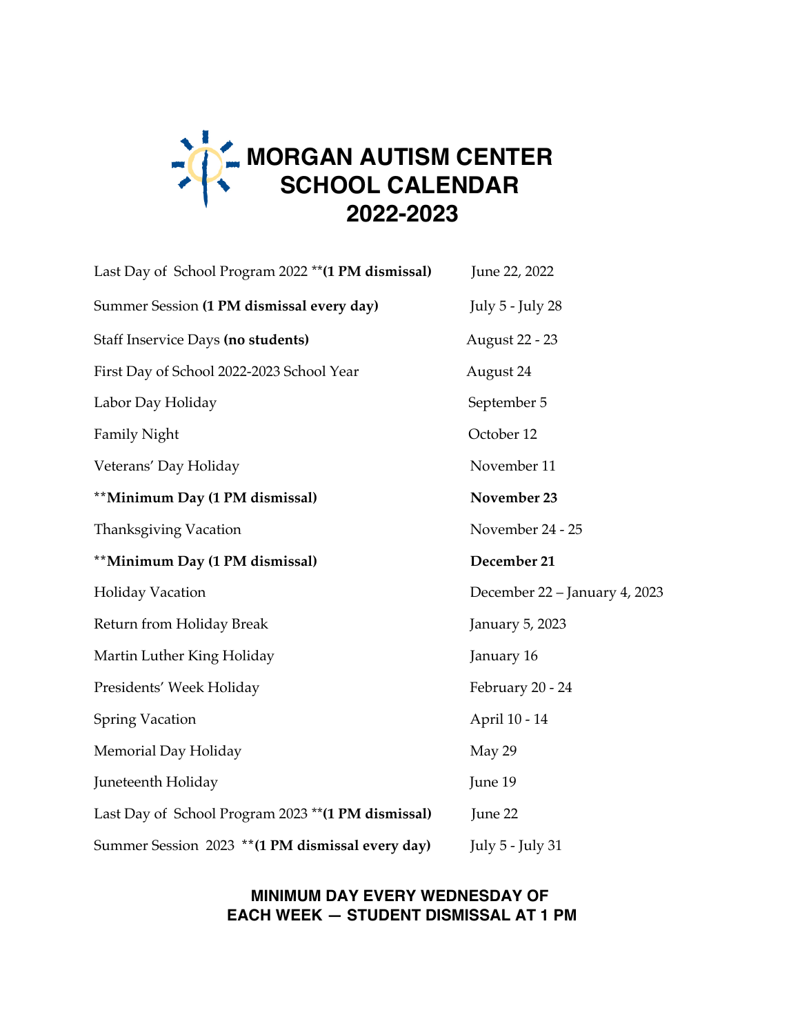# MORGAN AUTISM CENTER SCHOOL CALENDAR 2022-2023

| | |
|---|---|
| Last Day of School Program 2022 ** **(1 PM dismissal)** | June 22, 2022 |
| Summer Session **(1 PM dismissal every day)** | July 5 - July 28 |
| Staff Inservice Days **(no students)** | August 22 - 23 |
| First Day of School 2022-2023 School Year | August 24 |
| Labor Day Holiday | September 5 |
| Family Night | October 12 |
| Veterans' Day Holiday | November 11 |
| ****Minimum Day (1 PM dismissal)** | **November 23** |
| Thanksgiving Vacation | November 24 - 25 |
| ****Minimum Day (1 PM dismissal)** | **December 21** |
| Holiday Vacation | December 22 – January 4, 2023 |
| Return from Holiday Break | January 5, 2023 |
| Martin Luther King Holiday | January 16 |
| Presidents' Week Holiday | February 20 - 24 |
| Spring Vacation | April 10 - 14 |
| Memorial Day Holiday | May 29 |
| Juneteenth Holiday | June 19 |
| Last Day of School Program 2023 ** **(1 PM dismissal)** | June 22 |
| Summer Session 2023 ** **(1 PM dismissal every day)** | July 5 - July 31 |

**MINIMUM DAY EVERY WEDNESDAY OF EACH WEEK — STUDENT DISMISSAL AT 1 PM**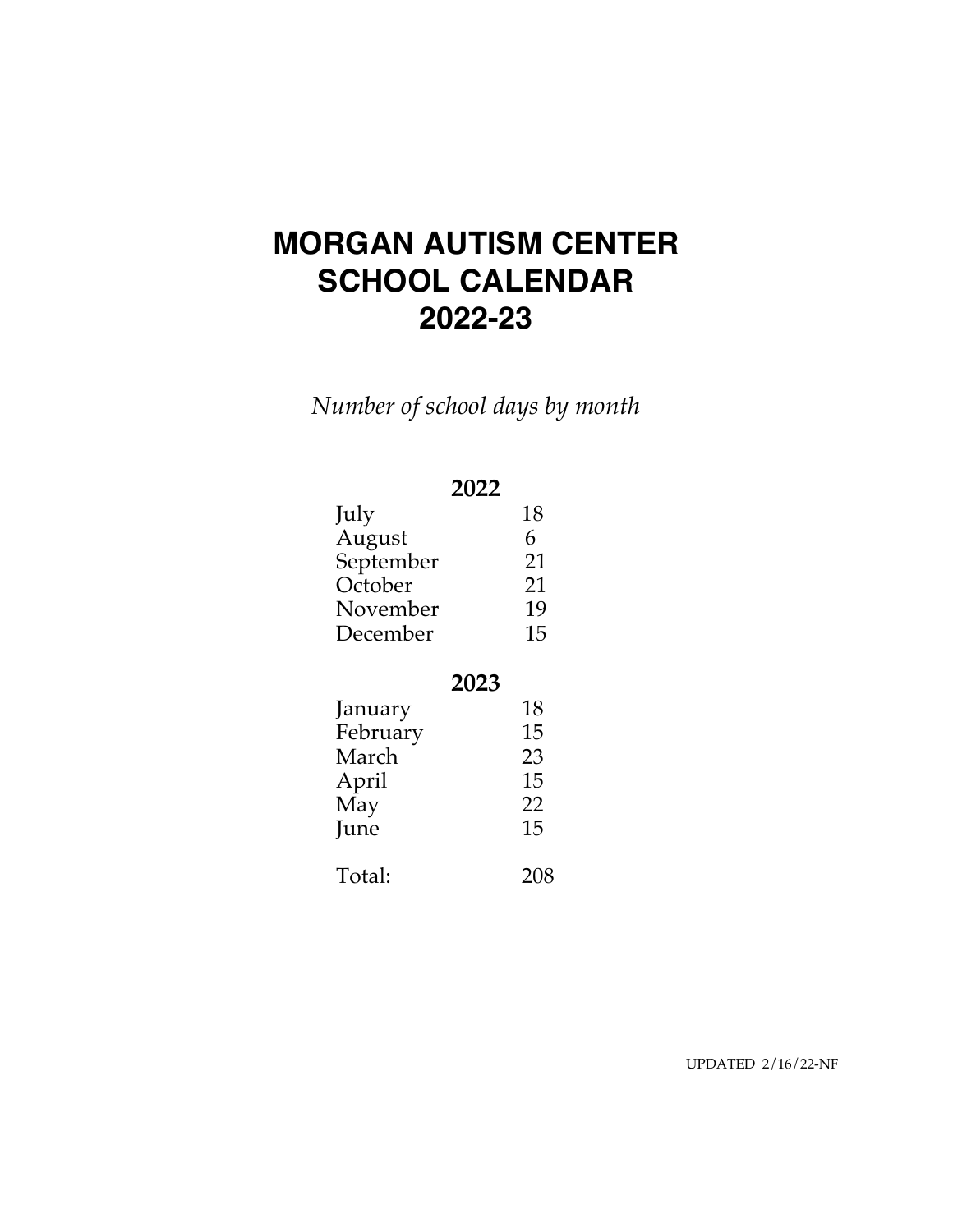# MORGAN AUTISM CENTER
# SCHOOL CALENDAR
# 2022-23

*Number of school days by month*

| **2022** | |
|---|---|
| July | 18 |
| August | 6 |
| September | 21 |
| October | 21 |
| November | 19 |
| December | 15 |

| **2023** | |
|---|---|
| January | 18 |
| February | 15 |
| March | 23 |
| April | 15 |
| May | 22 |
| June | 15 |
| Total: | 208 |

UPDATED 2/16/22-NF